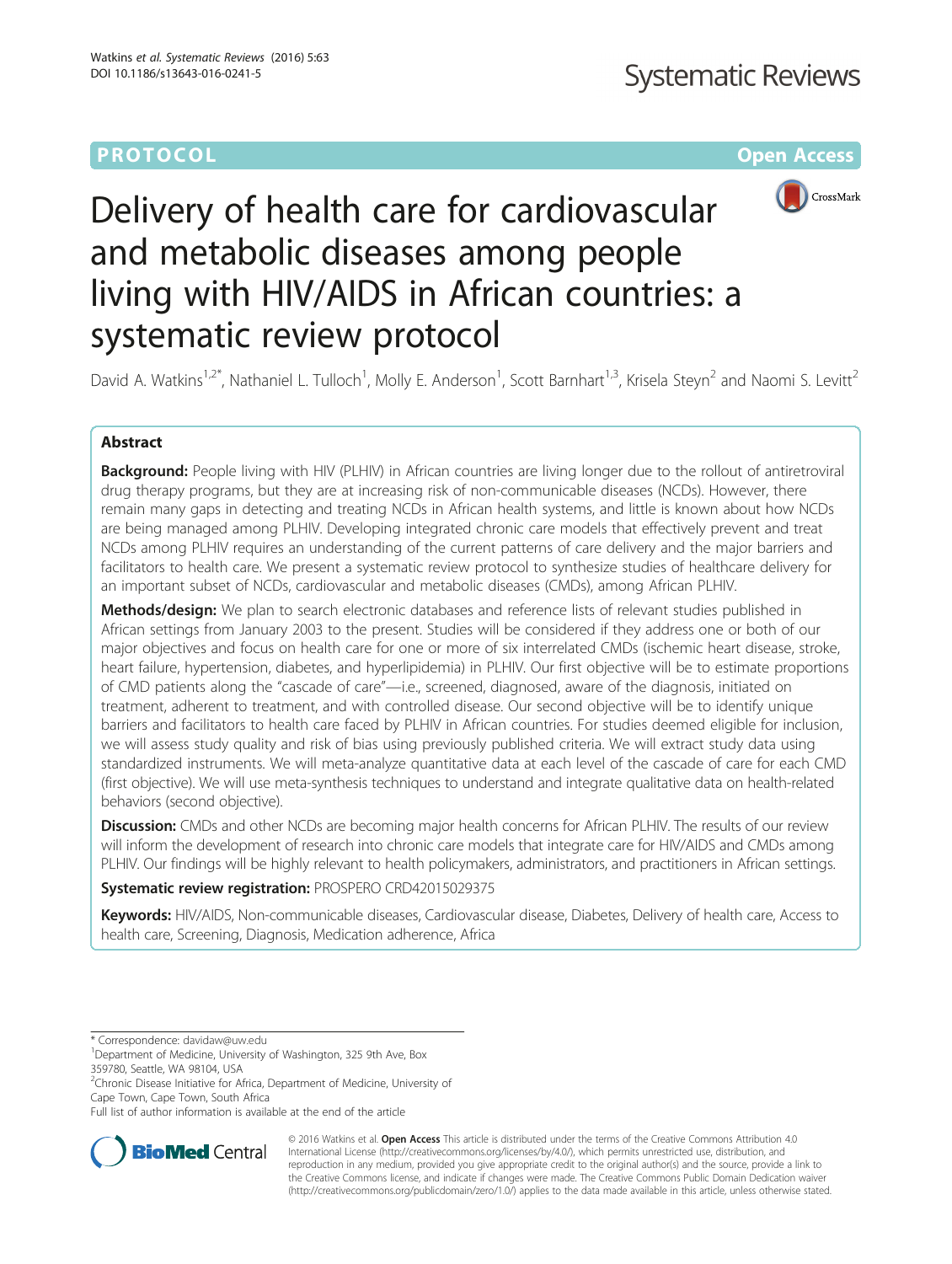**PROTOCOL** **Open Access**

# Delivery of health care for cardiovascular and metabolic diseases among people living with HIV/AIDS in African countries: a systematic review protocol

David A. Watkins[1,2*], Nathaniel L. Tulloch[1], Molly E. Anderson[1], Scott Barnhart[1,3], Krisela Steyn[2] and Naomi S. Levitt[2]

## Abstract

**Background:** People living with HIV (PLHIV) in African countries are living longer due to the rollout of antiretroviral drug therapy programs, but they are at increasing risk of non-communicable diseases (NCDs). However, there remain many gaps in detecting and treating NCDs in African health systems, and little is known about how NCDs are being managed among PLHIV. Developing integrated chronic care models that effectively prevent and treat NCDs among PLHIV requires an understanding of the current patterns of care delivery and the major barriers and facilitators to health care. We present a systematic review protocol to synthesize studies of healthcare delivery for an important subset of NCDs, cardiovascular and metabolic diseases (CMDs), among African PLHIV.

**Methods/design:** We plan to search electronic databases and reference lists of relevant studies published in African settings from January 2003 to the present. Studies will be considered if they address one or both of our major objectives and focus on health care for one or more of six interrelated CMDs (ischemic heart disease, stroke, heart failure, hypertension, diabetes, and hyperlipidemia) in PLHIV. Our first objective will be to estimate proportions of CMD patients along the "cascade of care"—i.e., screened, diagnosed, aware of the diagnosis, initiated on treatment, adherent to treatment, and with controlled disease. Our second objective will be to identify unique barriers and facilitators to health care faced by PLHIV in African countries. For studies deemed eligible for inclusion, we will assess study quality and risk of bias using previously published criteria. We will extract study data using standardized instruments. We will meta-analyze quantitative data at each level of the cascade of care for each CMD (first objective). We will use meta-synthesis techniques to understand and integrate qualitative data on health-related behaviors (second objective).

**Discussion:** CMDs and other NCDs are becoming major health concerns for African PLHIV. The results of our review will inform the development of research into chronic care models that integrate care for HIV/AIDS and CMDs among PLHIV. Our findings will be highly relevant to health policymakers, administrators, and practitioners in African settings.

**Systematic review registration:** PROSPERO CRD42015029375

**Keywords:** HIV/AIDS, Non-communicable diseases, Cardiovascular disease, Diabetes, Delivery of health care, Access to health care, Screening, Diagnosis, Medication adherence, Africa

---

\* Correspondence: davidaw@uw.edu
[1]Department of Medicine, University of Washington, 325 9th Ave, Box 359780, Seattle, WA 98104, USA
[2]Chronic Disease Initiative for Africa, Department of Medicine, University of Cape Town, Cape Town, South Africa
Full list of author information is available at the end of the article

© 2016 Watkins et al. **Open Access** This article is distributed under the terms of the Creative Commons Attribution 4.0 International License (http://creativecommons.org/licenses/by/4.0/), which permits unrestricted use, distribution, and reproduction in any medium, provided you give appropriate credit to the original author(s) and the source, provide a link to the Creative Commons license, and indicate if changes were made. The Creative Commons Public Domain Dedication waiver (http://creativecommons.org/publicdomain/zero/1.0/) applies to the data made available in this article, unless otherwise stated.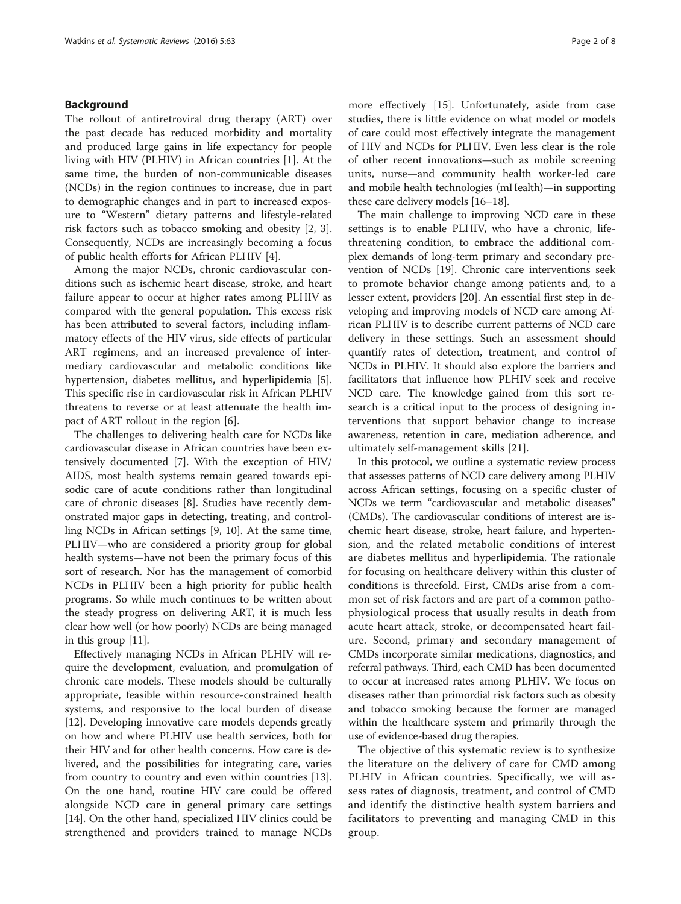## Background

The rollout of antiretroviral drug therapy (ART) over the past decade has reduced morbidity and mortality and produced large gains in life expectancy for people living with HIV (PLHIV) in African countries [1]. At the same time, the burden of non-communicable diseases (NCDs) in the region continues to increase, due in part to demographic changes and in part to increased exposure to "Western" dietary patterns and lifestyle-related risk factors such as tobacco smoking and obesity [2, 3]. Consequently, NCDs are increasingly becoming a focus of public health efforts for African PLHIV [4].

Among the major NCDs, chronic cardiovascular conditions such as ischemic heart disease, stroke, and heart failure appear to occur at higher rates among PLHIV as compared with the general population. This excess risk has been attributed to several factors, including inflammatory effects of the HIV virus, side effects of particular ART regimens, and an increased prevalence of intermediary cardiovascular and metabolic conditions like hypertension, diabetes mellitus, and hyperlipidemia [5]. This specific rise in cardiovascular risk in African PLHIV threatens to reverse or at least attenuate the health impact of ART rollout in the region [6].

The challenges to delivering health care for NCDs like cardiovascular disease in African countries have been extensively documented [7]. With the exception of HIV/AIDS, most health systems remain geared towards episodic care of acute conditions rather than longitudinal care of chronic diseases [8]. Studies have recently demonstrated major gaps in detecting, treating, and controlling NCDs in African settings [9, 10]. At the same time, PLHIV—who are considered a priority group for global health systems—have not been the primary focus of this sort of research. Nor has the management of comorbid NCDs in PLHIV been a high priority for public health programs. So while much continues to be written about the steady progress on delivering ART, it is much less clear how well (or how poorly) NCDs are being managed in this group [11].

Effectively managing NCDs in African PLHIV will require the development, evaluation, and promulgation of chronic care models. These models should be culturally appropriate, feasible within resource-constrained health systems, and responsive to the local burden of disease [12]. Developing innovative care models depends greatly on how and where PLHIV use health services, both for their HIV and for other health concerns. How care is delivered, and the possibilities for integrating care, varies from country to country and even within countries [13]. On the one hand, routine HIV care could be offered alongside NCD care in general primary care settings [14]. On the other hand, specialized HIV clinics could be strengthened and providers trained to manage NCDs more effectively [15]. Unfortunately, aside from case studies, there is little evidence on what model or models of care could most effectively integrate the management of HIV and NCDs for PLHIV. Even less clear is the role of other recent innovations—such as mobile screening units, nurse—and community health worker-led care and mobile health technologies (mHealth)—in supporting these care delivery models [16–18].

The main challenge to improving NCD care in these settings is to enable PLHIV, who have a chronic, life-threatening condition, to embrace the additional complex demands of long-term primary and secondary prevention of NCDs [19]. Chronic care interventions seek to promote behavior change among patients and, to a lesser extent, providers [20]. An essential first step in developing and improving models of NCD care among African PLHIV is to describe current patterns of NCD care delivery in these settings. Such an assessment should quantify rates of detection, treatment, and control of NCDs in PLHIV. It should also explore the barriers and facilitators that influence how PLHIV seek and receive NCD care. The knowledge gained from this sort research is a critical input to the process of designing interventions that support behavior change to increase awareness, retention in care, mediation adherence, and ultimately self-management skills [21].

In this protocol, we outline a systematic review process that assesses patterns of NCD care delivery among PLHIV across African settings, focusing on a specific cluster of NCDs we term "cardiovascular and metabolic diseases" (CMDs). The cardiovascular conditions of interest are ischemic heart disease, stroke, heart failure, and hypertension, and the related metabolic conditions of interest are diabetes mellitus and hyperlipidemia. The rationale for focusing on healthcare delivery within this cluster of conditions is threefold. First, CMDs arise from a common set of risk factors and are part of a common pathophysiological process that usually results in death from acute heart attack, stroke, or decompensated heart failure. Second, primary and secondary management of CMDs incorporate similar medications, diagnostics, and referral pathways. Third, each CMD has been documented to occur at increased rates among PLHIV. We focus on diseases rather than primordial risk factors such as obesity and tobacco smoking because the former are managed within the healthcare system and primarily through the use of evidence-based drug therapies.

The objective of this systematic review is to synthesize the literature on the delivery of care for CMD among PLHIV in African countries. Specifically, we will assess rates of diagnosis, treatment, and control of CMD and identify the distinctive health system barriers and facilitators to preventing and managing CMD in this group.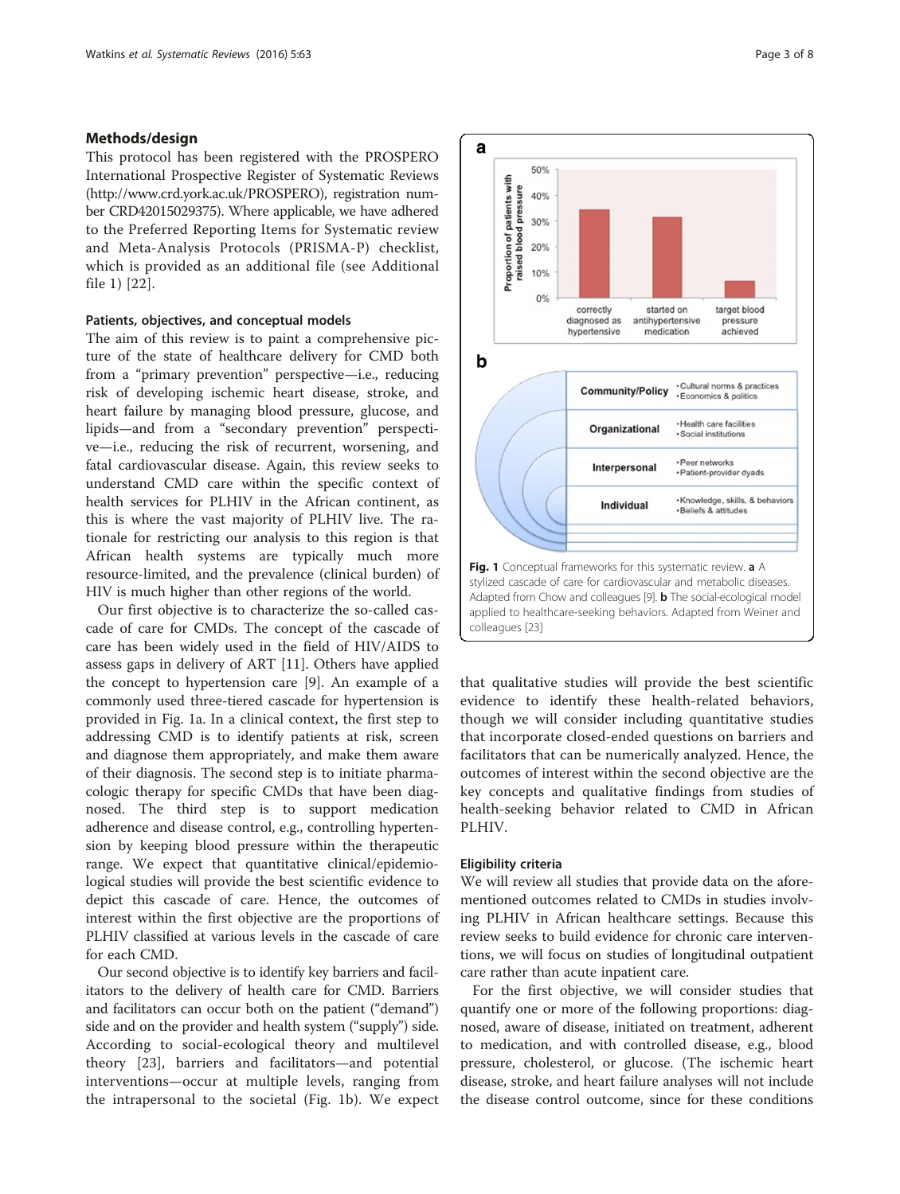## Methods/design

This protocol has been registered with the PROSPERO International Prospective Register of Systematic Reviews (http://www.crd.york.ac.uk/PROSPERO), registration number CRD42015029375). Where applicable, we have adhered to the Preferred Reporting Items for Systematic review and Meta-Analysis Protocols (PRISMA-P) checklist, which is provided as an additional file (see Additional file 1) [22].

### Patients, objectives, and conceptual models

The aim of this review is to paint a comprehensive picture of the state of healthcare delivery for CMD both from a "primary prevention" perspective—i.e., reducing risk of developing ischemic heart disease, stroke, and heart failure by managing blood pressure, glucose, and lipids—and from a "secondary prevention" perspective—i.e., reducing the risk of recurrent, worsening, and fatal cardiovascular disease. Again, this review seeks to understand CMD care within the specific context of health services for PLHIV in the African continent, as this is where the vast majority of PLHIV live. The rationale for restricting our analysis to this region is that African health systems are typically much more resource-limited, and the prevalence (clinical burden) of HIV is much higher than other regions of the world.

Our first objective is to characterize the so-called cascade of care for CMDs. The concept of the cascade of care has been widely used in the field of HIV/AIDS to assess gaps in delivery of ART [11]. Others have applied the concept to hypertension care [9]. An example of a commonly used three-tiered cascade for hypertension is provided in Fig. 1a. In a clinical context, the first step to addressing CMD is to identify patients at risk, screen and diagnose them appropriately, and make them aware of their diagnosis. The second step is to initiate pharmacologic therapy for specific CMDs that have been diagnosed. The third step is to support medication adherence and disease control, e.g., controlling hypertension by keeping blood pressure within the therapeutic range. We expect that quantitative clinical/epidemiological studies will provide the best scientific evidence to depict this cascade of care. Hence, the outcomes of interest within the first objective are the proportions of PLHIV classified at various levels in the cascade of care for each CMD.

Our second objective is to identify key barriers and facilitators to the delivery of health care for CMD. Barriers and facilitators can occur both on the patient ("demand") side and on the provider and health system ("supply") side. According to social-ecological theory and multilevel theory [23], barriers and facilitators—and potential interventions—occur at multiple levels, ranging from the intrapersonal to the societal (Fig. 1b). We expect that qualitative studies will provide the best scientific evidence to identify these health-related behaviors, though we will consider including quantitative studies that incorporate closed-ended questions on barriers and facilitators that can be numerically analyzed. Hence, the outcomes of interest within the second objective are the key concepts and qualitative findings from studies of health-seeking behavior related to CMD in African PLHIV.

a

Proportion of patients with raised blood pressure

50%
40%
30%
20%
10%
0%

correctly diagnosed as hypertensive

started on antihypertensive medication

target blood pressure achieved

b

Community/Policy
- Cultural norms & practices
- Economics & politics

Organizational
- Health care facilities
- Social institutions

Interpersonal
- Peer networks
- Patient-provider dyads

Individual
- Knowledge, skills, & behaviors
- Beliefs & attitudes

**Fig. 1** Conceptual frameworks for this systematic review. **a** A stylized cascade of care for cardiovascular and metabolic diseases. Adapted from Chow and colleagues [9]. **b** The social-ecological model applied to healthcare-seeking behaviors. Adapted from Weiner and colleagues [23]

### Eligibility criteria

We will review all studies that provide data on the aforementioned outcomes related to CMDs in studies involving PLHIV in African healthcare settings. Because this review seeks to build evidence for chronic care interventions, we will focus on studies of longitudinal outpatient care rather than acute inpatient care.

For the first objective, we will consider studies that quantify one or more of the following proportions: diagnosed, aware of disease, initiated on treatment, adherent to medication, and with controlled disease, e.g., blood pressure, cholesterol, or glucose. (The ischemic heart disease, stroke, and heart failure analyses will not include the disease control outcome, since for these conditions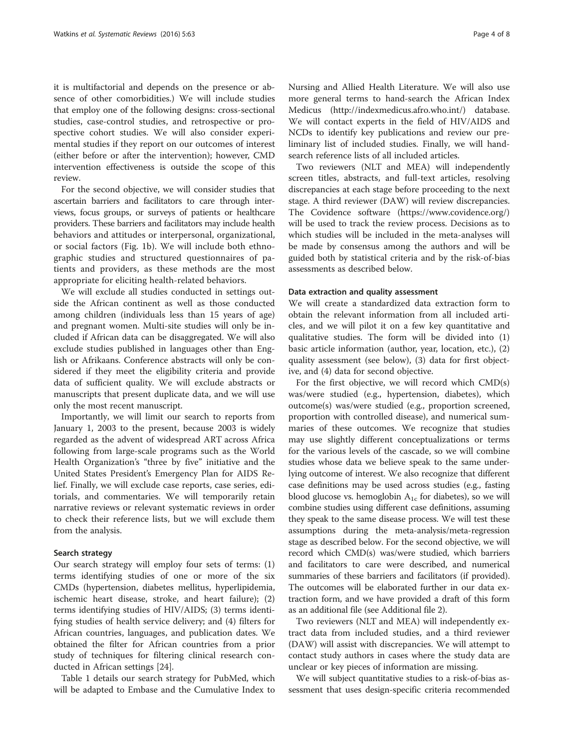it is multifactorial and depends on the presence or absence of other comorbidities.) We will include studies that employ one of the following designs: cross-sectional studies, case-control studies, and retrospective or prospective cohort studies. We will also consider experimental studies if they report on our outcomes of interest (either before or after the intervention); however, CMD intervention effectiveness is outside the scope of this review.

For the second objective, we will consider studies that ascertain barriers and facilitators to care through interviews, focus groups, or surveys of patients or healthcare providers. These barriers and facilitators may include health behaviors and attitudes or interpersonal, organizational, or social factors (Fig. 1b). We will include both ethnographic studies and structured questionnaires of patients and providers, as these methods are the most appropriate for eliciting health-related behaviors.

We will exclude all studies conducted in settings outside the African continent as well as those conducted among children (individuals less than 15 years of age) and pregnant women. Multi-site studies will only be included if African data can be disaggregated. We will also exclude studies published in languages other than English or Afrikaans. Conference abstracts will only be considered if they meet the eligibility criteria and provide data of sufficient quality. We will exclude abstracts or manuscripts that present duplicate data, and we will use only the most recent manuscript.

Importantly, we will limit our search to reports from January 1, 2003 to the present, because 2003 is widely regarded as the advent of widespread ART across Africa following from large-scale programs such as the World Health Organization's "three by five" initiative and the United States President's Emergency Plan for AIDS Relief. Finally, we will exclude case reports, case series, editorials, and commentaries. We will temporarily retain narrative reviews or relevant systematic reviews in order to check their reference lists, but we will exclude them from the analysis.

#### Search strategy

Our search strategy will employ four sets of terms: (1) terms identifying studies of one or more of the six CMDs (hypertension, diabetes mellitus, hyperlipidemia, ischemic heart disease, stroke, and heart failure); (2) terms identifying studies of HIV/AIDS; (3) terms identifying studies of health service delivery; and (4) filters for African countries, languages, and publication dates. We obtained the filter for African countries from a prior study of techniques for filtering clinical research conducted in African settings [24].

Table 1 details our search strategy for PubMed, which will be adapted to Embase and the Cumulative Index to Nursing and Allied Health Literature. We will also use more general terms to hand-search the African Index Medicus (http://indexmedicus.afro.who.int/) database. We will contact experts in the field of HIV/AIDS and NCDs to identify key publications and review our preliminary list of included studies. Finally, we will hand-search reference lists of all included articles.

Two reviewers (NLT and MEA) will independently screen titles, abstracts, and full-text articles, resolving discrepancies at each stage before proceeding to the next stage. A third reviewer (DAW) will review discrepancies. The Covidence software (https://www.covidence.org/) will be used to track the review process. Decisions as to which studies will be included in the meta-analyses will be made by consensus among the authors and will be guided both by statistical criteria and by the risk-of-bias assessments as described below.

#### Data extraction and quality assessment

We will create a standardized data extraction form to obtain the relevant information from all included articles, and we will pilot it on a few key quantitative and qualitative studies. The form will be divided into (1) basic article information (author, year, location, etc.), (2) quality assessment (see below), (3) data for first objective, and (4) data for second objective.

For the first objective, we will record which CMD(s) was/were studied (e.g., hypertension, diabetes), which outcome(s) was/were studied (e.g., proportion screened, proportion with controlled disease), and numerical summaries of these outcomes. We recognize that studies may use slightly different conceptualizations or terms for the various levels of the cascade, so we will combine studies whose data we believe speak to the same underlying outcome of interest. We also recognize that different case definitions may be used across studies (e.g., fasting blood glucose vs. hemoglobin $A_{1c}$ for diabetes), so we will combine studies using different case definitions, assuming they speak to the same disease process. We will test these assumptions during the meta-analysis/meta-regression stage as described below. For the second objective, we will record which CMD(s) was/were studied, which barriers and facilitators to care were described, and numerical summaries of these barriers and facilitators (if provided). The outcomes will be elaborated further in our data extraction form, and we have provided a draft of this form as an additional file (see Additional file 2).

Two reviewers (NLT and MEA) will independently extract data from included studies, and a third reviewer (DAW) will assist with discrepancies. We will attempt to contact study authors in cases where the study data are unclear or key pieces of information are missing.

We will subject quantitative studies to a risk-of-bias assessment that uses design-specific criteria recommended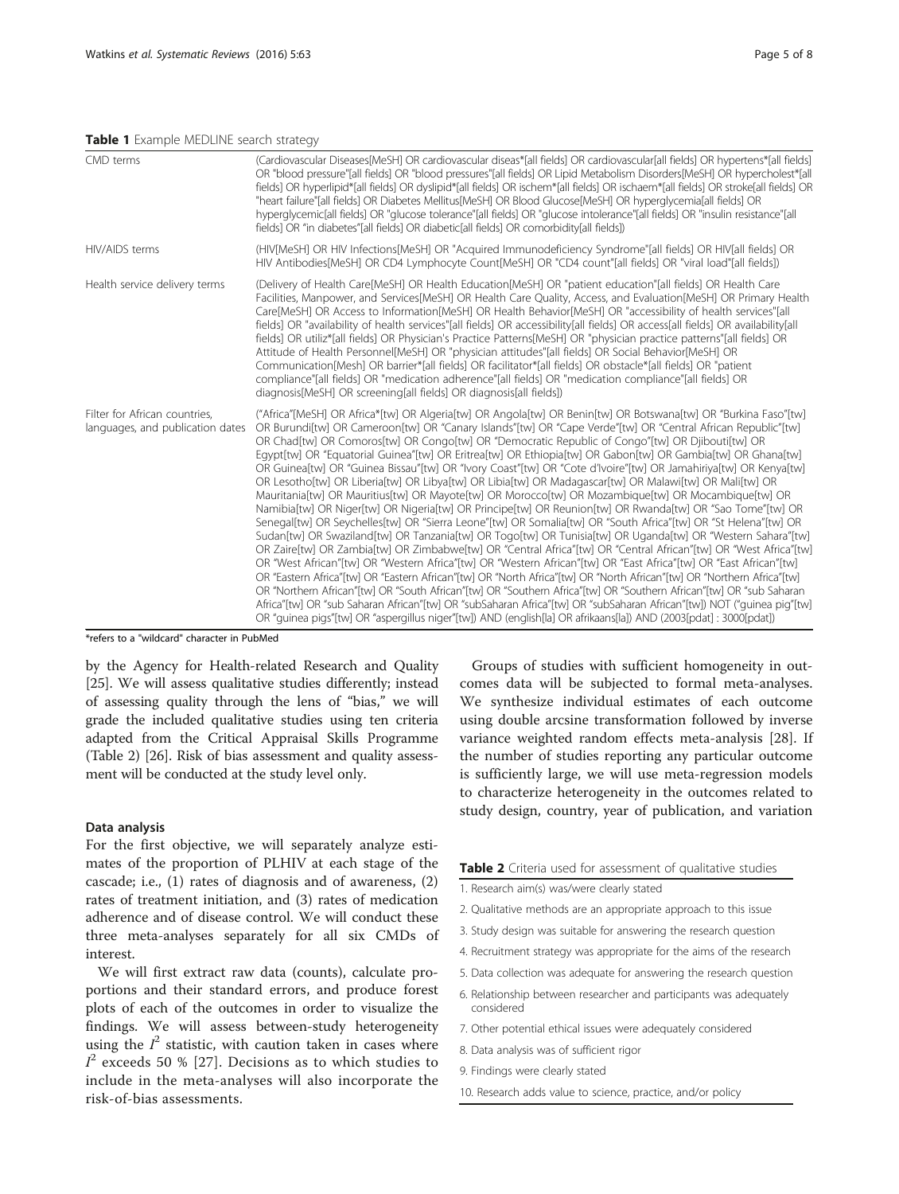**Table 1** Example MEDLINE search strategy

| | |
|---|---|
| CMD terms | (Cardiovascular Diseases[MeSH] OR cardiovascular diseas*[all fields] OR cardiovascular[all fields] OR hypertens*[all fields] OR "blood pressure"[all fields] OR "blood pressures"[all fields] OR Lipid Metabolism Disorders[MeSH] OR hypercholest*[all fields] OR hyperlipid*[all fields] OR dyslipid*[all fields] OR ischem*[all fields] OR ischaem*[all fields] OR stroke[all fields] OR "heart failure"[all fields] OR Diabetes Mellitus[MeSH] OR Blood Glucose[MeSH] OR hyperglycemia[all fields] OR hyperglycemic[all fields] OR "glucose tolerance"[all fields] OR "glucose intolerance"[all fields] OR "insulin resistance"[all fields] OR "in diabetes"[all fields] OR diabetic[all fields] OR comorbidity[all fields]) |
| HIV/AIDS terms | (HIV[MeSH] OR HIV Infections[MeSH] OR "Acquired Immunodeficiency Syndrome"[all fields] OR HIV[all fields] OR HIV Antibodies[MeSH] OR CD4 Lymphocyte Count[MeSH] OR "CD4 count"[all fields] OR "viral load"[all fields]) |
| Health service delivery terms | (Delivery of Health Care[MeSH] OR Health Education[MeSH] OR "patient education"[all fields] OR Health Care Facilities, Manpower, and Services[MeSH] OR Health Care Quality, Access, and Evaluation[MeSH] OR Primary Health Care[MeSH] OR Access to Information[MeSH] OR Health Behavior[MeSH] OR "accessibility of health services"[all fields] OR "availability of health services"[all fields] OR accessibility[all fields] OR access[all fields] OR availability[all fields] OR utiliz*[all fields] OR Physician's Practice Patterns[MeSH] OR "physician practice patterns"[all fields] OR Attitude of Health Personnel[MeSH] OR "physician attitudes"[all fields] OR Social Behavior[MeSH] OR Communication[Mesh] OR barrier*[all fields] OR facilitator*[all fields] OR obstacle*[all fields] OR "patient compliance"[all fields] OR "medication adherence"[all fields] OR "medication compliance"[all fields] OR diagnosis[MeSH] OR screening[all fields] OR diagnosis[all fields]) |
| Filter for African countries, languages, and publication dates | ("Africa"[MeSH] OR Africa*[tw] OR Algeria[tw] OR Angola[tw] OR Benin[tw] OR Botswana[tw] OR "Burkina Faso"[tw] OR Burundi[tw] OR Cameroon[tw] OR "Canary Islands"[tw] OR "Cape Verde"[tw] OR "Central African Republic"[tw] OR Chad[tw] OR Comoros[tw] OR Congo[tw] OR "Democratic Republic of Congo"[tw] OR Djibouti[tw] OR Egypt[tw] OR "Equatorial Guinea"[tw] OR Eritrea[tw] OR Ethiopia[tw] OR Gabon[tw] OR Gambia[tw] OR Ghana[tw] OR Guinea[tw] OR "Guinea Bissau"[tw] OR "Ivory Coast"[tw] OR "Cote d'Ivoire"[tw] OR Jamahiriya[tw] OR Kenya[tw] OR Lesotho[tw] OR Liberia[tw] OR Libya[tw] OR Libia[tw] OR Madagascar[tw] OR Malawi[tw] OR Mali[tw] OR Mauritania[tw] OR Mauritius[tw] OR Mayote[tw] OR Morocco[tw] OR Mozambique[tw] OR Mocambique[tw] OR Namibia[tw] OR Niger[tw] OR Nigeria[tw] OR Principe[tw] OR Reunion[tw] OR Rwanda[tw] OR "Sao Tome"[tw] OR Senegal[tw] OR Seychelles[tw] OR "Sierra Leone"[tw] OR Somalia[tw] OR "South Africa"[tw] OR "St Helena"[tw] OR Sudan[tw] OR Swaziland[tw] OR Tanzania[tw] OR Togo[tw] OR Tunisia[tw] OR Uganda[tw] OR "Western Sahara"[tw] OR Zaire[tw] OR Zambia[tw] OR Zimbabwe[tw] OR "Central Africa"[tw] OR "Central African"[tw] OR "West Africa"[tw] OR "West African"[tw] OR "Western Africa"[tw] OR "Western African"[tw] OR "East Africa"[tw] OR "East African"[tw] OR "Eastern Africa"[tw] OR "Eastern African"[tw] OR "North Africa"[tw] OR "North African"[tw] OR "Northern Africa"[tw] OR "Northern African"[tw] OR "South African"[tw] OR "Southern Africa"[tw] OR "Southern African"[tw] OR "sub Saharan Africa"[tw] OR "sub Saharan African"[tw] OR "subSaharan Africa"[tw] OR "subSaharan African"[tw]) NOT ("guinea pig"[tw] OR "guinea pigs"[tw] OR "aspergillus niger"[tw]) AND (english[la] OR afrikaans[la]) AND (2003[pdat] : 3000[pdat]) |

*refers to a "wildcard" character in PubMed

by the Agency for Health-related Research and Quality [25]. We will assess qualitative studies differently; instead of assessing quality through the lens of "bias," we will grade the included qualitative studies using ten criteria adapted from the Critical Appraisal Skills Programme (Table 2) [26]. Risk of bias assessment and quality assessment will be conducted at the study level only.

### Data analysis

For the first objective, we will separately analyze estimates of the proportion of PLHIV at each stage of the cascade; i.e., (1) rates of diagnosis and of awareness, (2) rates of treatment initiation, and (3) rates of medication adherence and of disease control. We will conduct these three meta-analyses separately for all six CMDs of interest.

We will first extract raw data (counts), calculate proportions and their standard errors, and produce forest plots of each of the outcomes in order to visualize the findings. We will assess between-study heterogeneity using the $I^2$ statistic, with caution taken in cases where $I^2$ exceeds 50 % [27]. Decisions as to which studies to include in the meta-analyses will also incorporate the risk-of-bias assessments.

Groups of studies with sufficient homogeneity in outcomes data will be subjected to formal meta-analyses. We synthesize individual estimates of each outcome using double arcsine transformation followed by inverse variance weighted random effects meta-analysis [28]. If the number of studies reporting any particular outcome is sufficiently large, we will use meta-regression models to characterize heterogeneity in the outcomes related to study design, country, year of publication, and variation

**Table 2** Criteria used for assessment of qualitative studies

1. Research aim(s) was/were clearly stated
2. Qualitative methods are an appropriate approach to this issue
3. Study design was suitable for answering the research question
4. Recruitment strategy was appropriate for the aims of the research
5. Data collection was adequate for answering the research question
6. Relationship between researcher and participants was adequately considered
7. Other potential ethical issues were adequately considered
8. Data analysis was of sufficient rigor
9. Findings were clearly stated
10. Research adds value to science, practice, and/or policy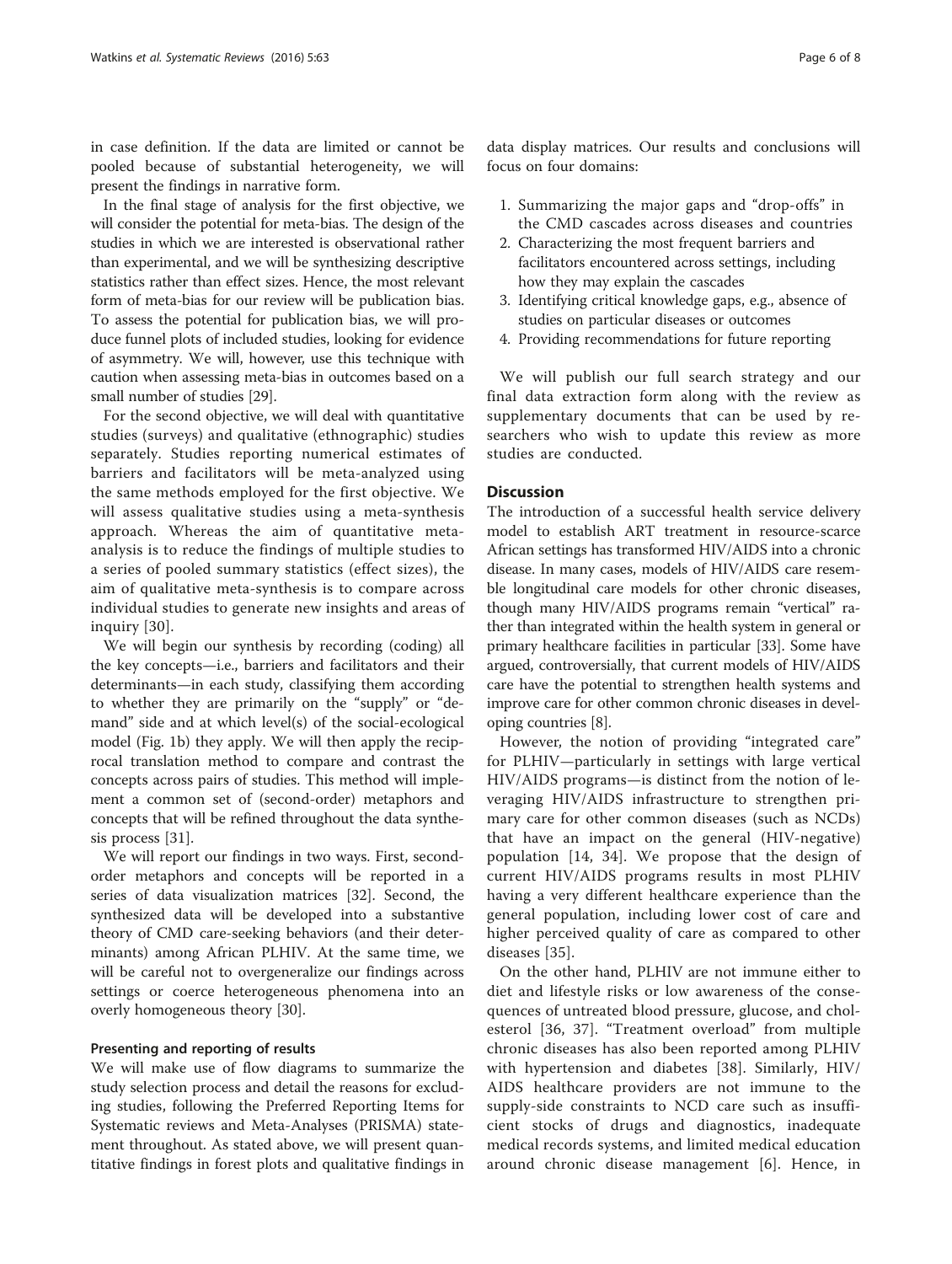in case definition. If the data are limited or cannot be pooled because of substantial heterogeneity, we will present the findings in narrative form.

In the final stage of analysis for the first objective, we will consider the potential for meta-bias. The design of the studies in which we are interested is observational rather than experimental, and we will be synthesizing descriptive statistics rather than effect sizes. Hence, the most relevant form of meta-bias for our review will be publication bias. To assess the potential for publication bias, we will produce funnel plots of included studies, looking for evidence of asymmetry. We will, however, use this technique with caution when assessing meta-bias in outcomes based on a small number of studies [29].

For the second objective, we will deal with quantitative studies (surveys) and qualitative (ethnographic) studies separately. Studies reporting numerical estimates of barriers and facilitators will be meta-analyzed using the same methods employed for the first objective. We will assess qualitative studies using a meta-synthesis approach. Whereas the aim of quantitative meta-analysis is to reduce the findings of multiple studies to a series of pooled summary statistics (effect sizes), the aim of qualitative meta-synthesis is to compare across individual studies to generate new insights and areas of inquiry [30].

We will begin our synthesis by recording (coding) all the key concepts—i.e., barriers and facilitators and their determinants—in each study, classifying them according to whether they are primarily on the "supply" or "demand" side and at which level(s) of the social-ecological model (Fig. 1b) they apply. We will then apply the reciprocal translation method to compare and contrast the concepts across pairs of studies. This method will implement a common set of (second-order) metaphors and concepts that will be refined throughout the data synthesis process [31].

We will report our findings in two ways. First, second-order metaphors and concepts will be reported in a series of data visualization matrices [32]. Second, the synthesized data will be developed into a substantive theory of CMD care-seeking behaviors (and their determinants) among African PLHIV. At the same time, we will be careful not to overgeneralize our findings across settings or coerce heterogeneous phenomena into an overly homogeneous theory [30].

### Presenting and reporting of results

We will make use of flow diagrams to summarize the study selection process and detail the reasons for excluding studies, following the Preferred Reporting Items for Systematic reviews and Meta-Analyses (PRISMA) statement throughout. As stated above, we will present quantitative findings in forest plots and qualitative findings in data display matrices. Our results and conclusions will focus on four domains:

1. Summarizing the major gaps and "drop-offs" in the CMD cascades across diseases and countries
2. Characterizing the most frequent barriers and facilitators encountered across settings, including how they may explain the cascades
3. Identifying critical knowledge gaps, e.g., absence of studies on particular diseases or outcomes
4. Providing recommendations for future reporting

We will publish our full search strategy and our final data extraction form along with the review as supplementary documents that can be used by researchers who wish to update this review as more studies are conducted.

## Discussion

The introduction of a successful health service delivery model to establish ART treatment in resource-scarce African settings has transformed HIV/AIDS into a chronic disease. In many cases, models of HIV/AIDS care resemble longitudinal care models for other chronic diseases, though many HIV/AIDS programs remain "vertical" rather than integrated within the health system in general or primary healthcare facilities in particular [33]. Some have argued, controversially, that current models of HIV/AIDS care have the potential to strengthen health systems and improve care for other common chronic diseases in developing countries [8].

However, the notion of providing "integrated care" for PLHIV—particularly in settings with large vertical HIV/AIDS programs—is distinct from the notion of leveraging HIV/AIDS infrastructure to strengthen primary care for other common diseases (such as NCDs) that have an impact on the general (HIV-negative) population [14, 34]. We propose that the design of current HIV/AIDS programs results in most PLHIV having a very different healthcare experience than the general population, including lower cost of care and higher perceived quality of care as compared to other diseases [35].

On the other hand, PLHIV are not immune either to diet and lifestyle risks or low awareness of the consequences of untreated blood pressure, glucose, and cholesterol [36, 37]. "Treatment overload" from multiple chronic diseases has also been reported among PLHIV with hypertension and diabetes [38]. Similarly, HIV/AIDS healthcare providers are not immune to the supply-side constraints to NCD care such as insufficient stocks of drugs and diagnostics, inadequate medical records systems, and limited medical education around chronic disease management [6]. Hence, in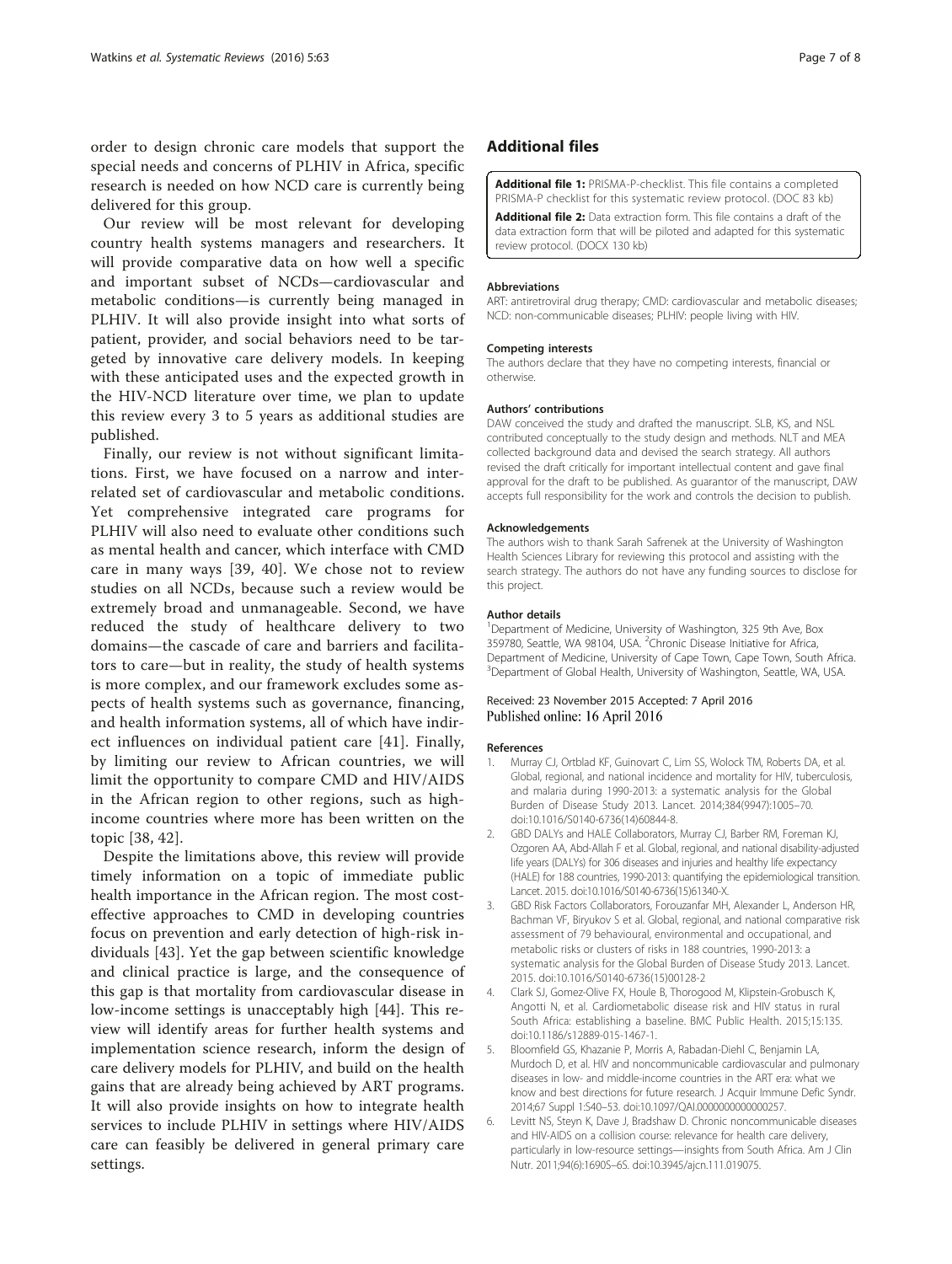order to design chronic care models that support the special needs and concerns of PLHIV in Africa, specific research is needed on how NCD care is currently being delivered for this group.

Our review will be most relevant for developing country health systems managers and researchers. It will provide comparative data on how well a specific and important subset of NCDs—cardiovascular and metabolic conditions—is currently being managed in PLHIV. It will also provide insight into what sorts of patient, provider, and social behaviors need to be targeted by innovative care delivery models. In keeping with these anticipated uses and the expected growth in the HIV-NCD literature over time, we plan to update this review every 3 to 5 years as additional studies are published.

Finally, our review is not without significant limitations. First, we have focused on a narrow and interrelated set of cardiovascular and metabolic conditions. Yet comprehensive integrated care programs for PLHIV will also need to evaluate other conditions such as mental health and cancer, which interface with CMD care in many ways [39, 40]. We chose not to review studies on all NCDs, because such a review would be extremely broad and unmanageable. Second, we have reduced the study of healthcare delivery to two domains—the cascade of care and barriers and facilitators to care—but in reality, the study of health systems is more complex, and our framework excludes some aspects of health systems such as governance, financing, and health information systems, all of which have indirect influences on individual patient care [41]. Finally, by limiting our review to African countries, we will limit the opportunity to compare CMD and HIV/AIDS in the African region to other regions, such as high-income countries where more has been written on the topic [38, 42].

Despite the limitations above, this review will provide timely information on a topic of immediate public health importance in the African region. The most cost-effective approaches to CMD in developing countries focus on prevention and early detection of high-risk individuals [43]. Yet the gap between scientific knowledge and clinical practice is large, and the consequence of this gap is that mortality from cardiovascular disease in low-income settings is unacceptably high [44]. This review will identify areas for further health systems and implementation science research, inform the design of care delivery models for PLHIV, and build on the health gains that are already being achieved by ART programs. It will also provide insights on how to integrate health services to include PLHIV in settings where HIV/AIDS care can feasibly be delivered in general primary care settings.

## Additional files

**Additional file 1:** PRISMA-P-checklist. This file contains a completed PRISMA-P checklist for this systematic review protocol. (DOC 83 kb)

**Additional file 2:** Data extraction form. This file contains a draft of the data extraction form that will be piloted and adapted for this systematic review protocol. (DOCX 130 kb)

#### Abbreviations

ART: antiretroviral drug therapy; CMD: cardiovascular and metabolic diseases; NCD: non-communicable diseases; PLHIV: people living with HIV.

#### Competing interests

The authors declare that they have no competing interests, financial or otherwise.

#### Authors' contributions

DAW conceived the study and drafted the manuscript. SLB, KS, and NSL contributed conceptually to the study design and methods. NLT and MEA collected background data and devised the search strategy. All authors revised the draft critically for important intellectual content and gave final approval for the draft to be published. As guarantor of the manuscript, DAW accepts full responsibility for the work and controls the decision to publish.

#### Acknowledgements

The authors wish to thank Sarah Safrenek at the University of Washington Health Sciences Library for reviewing this protocol and assisting with the search strategy. The authors do not have any funding sources to disclose for this project.

#### Author details

[1]Department of Medicine, University of Washington, 325 9th Ave, Box 359780, Seattle, WA 98104, USA. [2]Chronic Disease Initiative for Africa, Department of Medicine, University of Cape Town, Cape Town, South Africa. [3]Department of Global Health, University of Washington, Seattle, WA, USA.

Received: 23 November 2015 Accepted: 7 April 2016
Published online: 16 April 2016

#### References

1. Murray CJ, Ortblad KF, Guinovart C, Lim SS, Wolock TM, Roberts DA, et al. Global, regional, and national incidence and mortality for HIV, tuberculosis, and malaria during 1990-2013: a systematic analysis for the Global Burden of Disease Study 2013. Lancet. 2014;384(9947):1005–70. doi:10.1016/S0140-6736(14)60844-8.
2. GBD DALYs and HALE Collaborators, Murray CJ, Barber RM, Foreman KJ, Ozgoren AA, Abd-Allah F et al. Global, regional, and national disability-adjusted life years (DALYs) for 306 diseases and injuries and healthy life expectancy (HALE) for 188 countries, 1990-2013: quantifying the epidemiological transition. Lancet. 2015. doi:10.1016/S0140-6736(15)61340-X.
3. GBD Risk Factors Collaborators, Forouzanfar MH, Alexander L, Anderson HR, Bachman VF, Biryukov S et al. Global, regional, and national comparative risk assessment of 79 behavioural, environmental and occupational, and metabolic risks or clusters of risks in 188 countries, 1990-2013: a systematic analysis for the Global Burden of Disease Study 2013. Lancet. 2015. doi:10.1016/S0140-6736(15)00128-2
4. Clark SJ, Gomez-Olive FX, Houle B, Thorogood M, Klipstein-Grobusch K, Angotti N, et al. Cardiometabolic disease risk and HIV status in rural South Africa: establishing a baseline. BMC Public Health. 2015;15:135. doi:10.1186/s12889-015-1467-1.
5. Bloomfield GS, Khazanie P, Morris A, Rabadan-Diehl C, Benjamin LA, Murdoch D, et al. HIV and noncommunicable cardiovascular and pulmonary diseases in low- and middle-income countries in the ART era: what we know and best directions for future research. J Acquir Immune Defic Syndr. 2014;67 Suppl 1:S40–53. doi:10.1097/QAI.0000000000000257.
6. Levitt NS, Steyn K, Dave J, Bradshaw D. Chronic noncommunicable diseases and HIV-AIDS on a collision course: relevance for health care delivery, particularly in low-resource settings—insights from South Africa. Am J Clin Nutr. 2011;94(6):1690S–6S. doi:10.3945/ajcn.111.019075.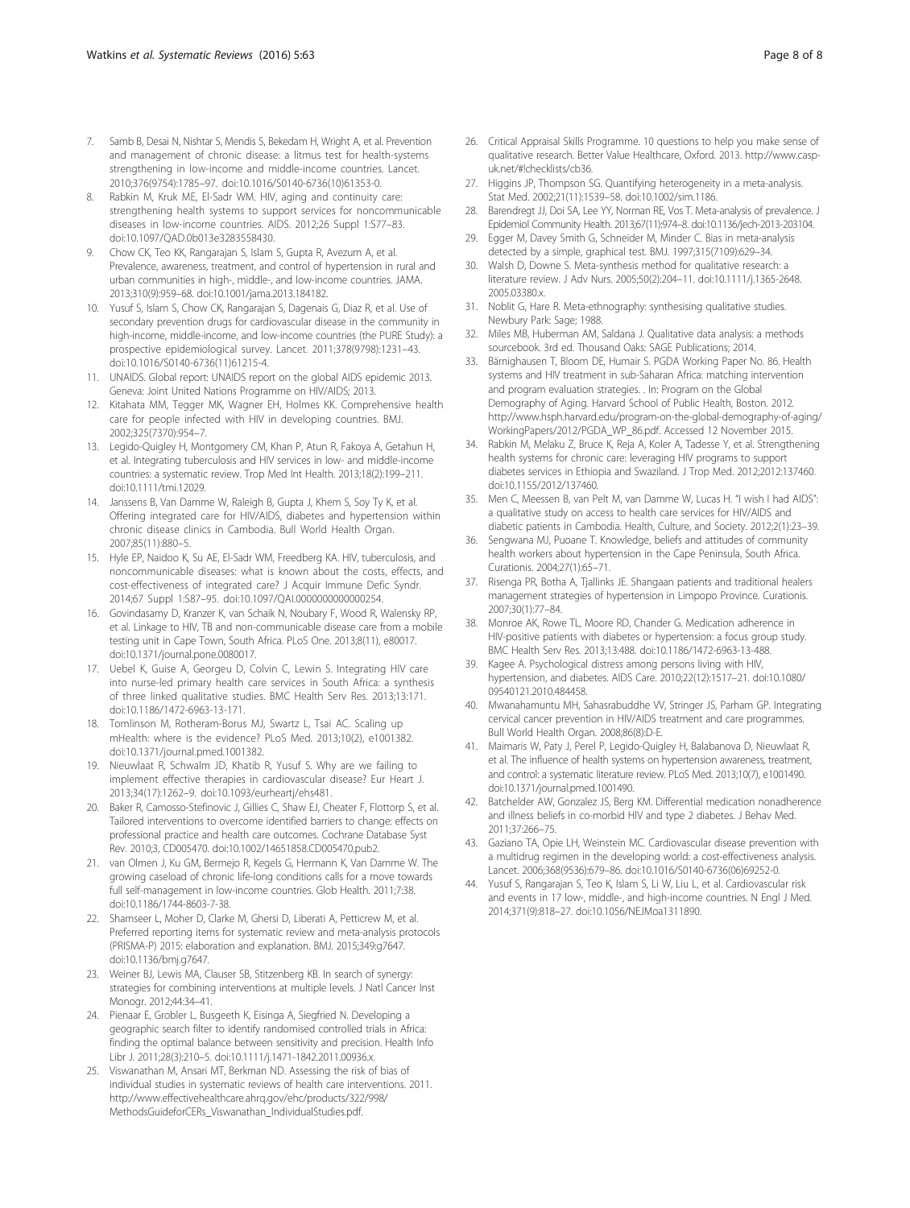7. Samb B, Desai N, Nishtar S, Mendis S, Bekedam H, Wright A, et al. Prevention and management of chronic disease: a litmus test for health-systems strengthening in low-income and middle-income countries. Lancet. 2010;376(9754):1785–97. doi:10.1016/S0140-6736(10)61353-0.
8. Rabkin M, Kruk ME, El-Sadr WM. HIV, aging and continuity care: strengthening health systems to support services for noncommunicable diseases in low-income countries. AIDS. 2012;26 Suppl 1:S77–83. doi:10.1097/QAD.0b013e3283558430.
9. Chow CK, Teo KK, Rangarajan S, Islam S, Gupta R, Avezum A, et al. Prevalence, awareness, treatment, and control of hypertension in rural and urban communities in high-, middle-, and low-income countries. JAMA. 2013;310(9):959–68. doi:10.1001/jama.2013.184182.
10. Yusuf S, Islam S, Chow CK, Rangarajan S, Dagenais G, Diaz R, et al. Use of secondary prevention drugs for cardiovascular disease in the community in high-income, middle-income, and low-income countries (the PURE Study): a prospective epidemiological survey. Lancet. 2011;378(9798):1231–43. doi:10.1016/S0140-6736(11)61215-4.
11. UNAIDS. Global report: UNAIDS report on the global AIDS epidemic 2013. Geneva: Joint United Nations Programme on HIV/AIDS; 2013.
12. Kitahata MM, Tegger MK, Wagner EH, Holmes KK. Comprehensive health care for people infected with HIV in developing countries. BMJ. 2002;325(7370):954–7.
13. Legido-Quigley H, Montgomery CM, Khan P, Atun R, Fakoya A, Getahun H, et al. Integrating tuberculosis and HIV services in low- and middle-income countries: a systematic review. Trop Med Int Health. 2013;18(2):199–211. doi:10.1111/tmi.12029.
14. Janssens B, Van Damme W, Raleigh B, Gupta J, Khem S, Soy Ty K, et al. Offering integrated care for HIV/AIDS, diabetes and hypertension within chronic disease clinics in Cambodia. Bull World Health Organ. 2007;85(11):880–5.
15. Hyle EP, Naidoo K, Su AE, El-Sadr WM, Freedberg KA. HIV, tuberculosis, and noncommunicable diseases: what is known about the costs, effects, and cost-effectiveness of integrated care? J Acquir Immune Defic Syndr. 2014;67 Suppl 1:S87–95. doi:10.1097/QAI.0000000000000254.
16. Govindasamy D, Kranzer K, van Schaik N, Noubary F, Wood R, Walensky RP, et al. Linkage to HIV, TB and non-communicable disease care from a mobile testing unit in Cape Town, South Africa. PLoS One. 2013;8(11), e80017. doi:10.1371/journal.pone.0080017.
17. Uebel K, Guise A, Georgeu D, Colvin C, Lewin S. Integrating HIV care into nurse-led primary health care services in South Africa: a synthesis of three linked qualitative studies. BMC Health Serv Res. 2013;13:171. doi:10.1186/1472-6963-13-171.
18. Tomlinson M, Rotheram-Borus MJ, Swartz L, Tsai AC. Scaling up mHealth: where is the evidence? PLoS Med. 2013;10(2), e1001382. doi:10.1371/journal.pmed.1001382.
19. Nieuwlaat R, Schwalm JD, Khatib R, Yusuf S. Why are we failing to implement effective therapies in cardiovascular disease? Eur Heart J. 2013;34(17):1262–9. doi:10.1093/eurheartj/ehs481.
20. Baker R, Camosso-Stefinovic J, Gillies C, Shaw EJ, Cheater F, Flottorp S, et al. Tailored interventions to overcome identified barriers to change: effects on professional practice and health care outcomes. Cochrane Database Syst Rev. 2010;3, CD005470. doi:10.1002/14651858.CD005470.pub2.
21. van Olmen J, Ku GM, Bermejo R, Kegels G, Hermann K, Van Damme W. The growing caseload of chronic life-long conditions calls for a move towards full self-management in low-income countries. Glob Health. 2011;7:38. doi:10.1186/1744-8603-7-38.
22. Shamseer L, Moher D, Clarke M, Ghersi D, Liberati A, Petticrew M, et al. Preferred reporting items for systematic review and meta-analysis protocols (PRISMA-P) 2015: elaboration and explanation. BMJ. 2015;349:g7647. doi:10.1136/bmj.g7647.
23. Weiner BJ, Lewis MA, Clauser SB, Stitzenberg KB. In search of synergy: strategies for combining interventions at multiple levels. J Natl Cancer Inst Monogr. 2012;44:34–41.
24. Pienaar E, Grobler L, Busgeeth K, Eisinga A, Siegfried N. Developing a geographic search filter to identify randomised controlled trials in Africa: finding the optimal balance between sensitivity and precision. Health Info Libr J. 2011;28(3):210–5. doi:10.1111/j.1471-1842.2011.00936.x.
25. Viswanathan M, Ansari MT, Berkman ND. Assessing the risk of bias of individual studies in systematic reviews of health care interventions. 2011. http://www.effectivehealthcare.ahrq.gov/ehc/products/322/998/MethodsGuideforCERs_Viswanathan_IndividualStudies.pdf.
26. Critical Appraisal Skills Programme. 10 questions to help you make sense of qualitative research. Better Value Healthcare, Oxford. 2013. http://www.casp-uk.net/#!checklists/cb36.
27. Higgins JP, Thompson SG. Quantifying heterogeneity in a meta-analysis. Stat Med. 2002;21(11):1539–58. doi:10.1002/sim.1186.
28. Barendregt JJ, Doi SA, Lee YY, Norman RE, Vos T. Meta-analysis of prevalence. J Epidemiol Community Health. 2013;67(11):974–8. doi:10.1136/jech-2013-203104.
29. Egger M, Davey Smith G, Schneider M, Minder C. Bias in meta-analysis detected by a simple, graphical test. BMJ. 1997;315(7109):629–34.
30. Walsh D, Downe S. Meta-synthesis method for qualitative research: a literature review. J Adv Nurs. 2005;50(2):204–11. doi:10.1111/j.1365-2648.2005.03380.x.
31. Noblit G, Hare R. Meta-ethnography: synthesising qualitative studies. Newbury Park: Sage; 1988.
32. Miles MB, Huberman AM, Saldana J. Qualitative data analysis: a methods sourcebook. 3rd ed. Thousand Oaks: SAGE Publications; 2014.
33. Bärnighausen T, Bloom DE, Humair S. PGDA Working Paper No. 86. Health systems and HIV treatment in sub-Saharan Africa: matching intervention and program evaluation strategies. . In: Program on the Global Demography of Aging. Harvard School of Public Health, Boston. 2012. http://www.hsph.harvard.edu/program-on-the-global-demography-of-aging/WorkingPapers/2012/PGDA_WP_86.pdf. Accessed 12 November 2015.
34. Rabkin M, Melaku Z, Bruce K, Reja A, Koler A, Tadesse Y, et al. Strengthening health systems for chronic care: leveraging HIV programs to support diabetes services in Ethiopia and Swaziland. J Trop Med. 2012;2012:137460. doi:10.1155/2012/137460.
35. Men C, Meessen B, van Pelt M, van Damme W, Lucas H. "I wish I had AIDS": a qualitative study on access to health care services for HIV/AIDS and diabetic patients in Cambodia. Health, Culture, and Society. 2012;2(1):23–39.
36. Sengwana MJ, Puoane T. Knowledge, beliefs and attitudes of community health workers about hypertension in the Cape Peninsula, South Africa. Curationis. 2004;27(1):65–71.
37. Risenga PR, Botha A, Tjallinks JE. Shangaan patients and traditional healers management strategies of hypertension in Limpopo Province. Curationis. 2007;30(1):77–84.
38. Monroe AK, Rowe TL, Moore RD, Chander G. Medication adherence in HIV-positive patients with diabetes or hypertension: a focus group study. BMC Health Serv Res. 2013;13:488. doi:10.1186/1472-6963-13-488.
39. Kagee A. Psychological distress among persons living with HIV, hypertension, and diabetes. AIDS Care. 2010;22(12):1517–21. doi:10.1080/09540121.2010.484458.
40. Mwanahamuntu MH, Sahasrabuddhe VV, Stringer JS, Parham GP. Integrating cervical cancer prevention in HIV/AIDS treatment and care programmes. Bull World Health Organ. 2008;86(8):D-E.
41. Maimaris W, Paty J, Perel P, Legido-Quigley H, Balabanova D, Nieuwlaat R, et al. The influence of health systems on hypertension awareness, treatment, and control: a systematic literature review. PLoS Med. 2013;10(7), e1001490. doi:10.1371/journal.pmed.1001490.
42. Batchelder AW, Gonzalez JS, Berg KM. Differential medication nonadherence and illness beliefs in co-morbid HIV and type 2 diabetes. J Behav Med. 2011;37:266–75.
43. Gaziano TA, Opie LH, Weinstein MC. Cardiovascular disease prevention with a multidrug regimen in the developing world: a cost-effectiveness analysis. Lancet. 2006;368(9536):679–86. doi:10.1016/S0140-6736(06)69252-0.
44. Yusuf S, Rangarajan S, Teo K, Islam S, Li W, Liu L, et al. Cardiovascular risk and events in 17 low-, middle-, and high-income countries. N Engl J Med. 2014;371(9):818–27. doi:10.1056/NEJMoa1311890.